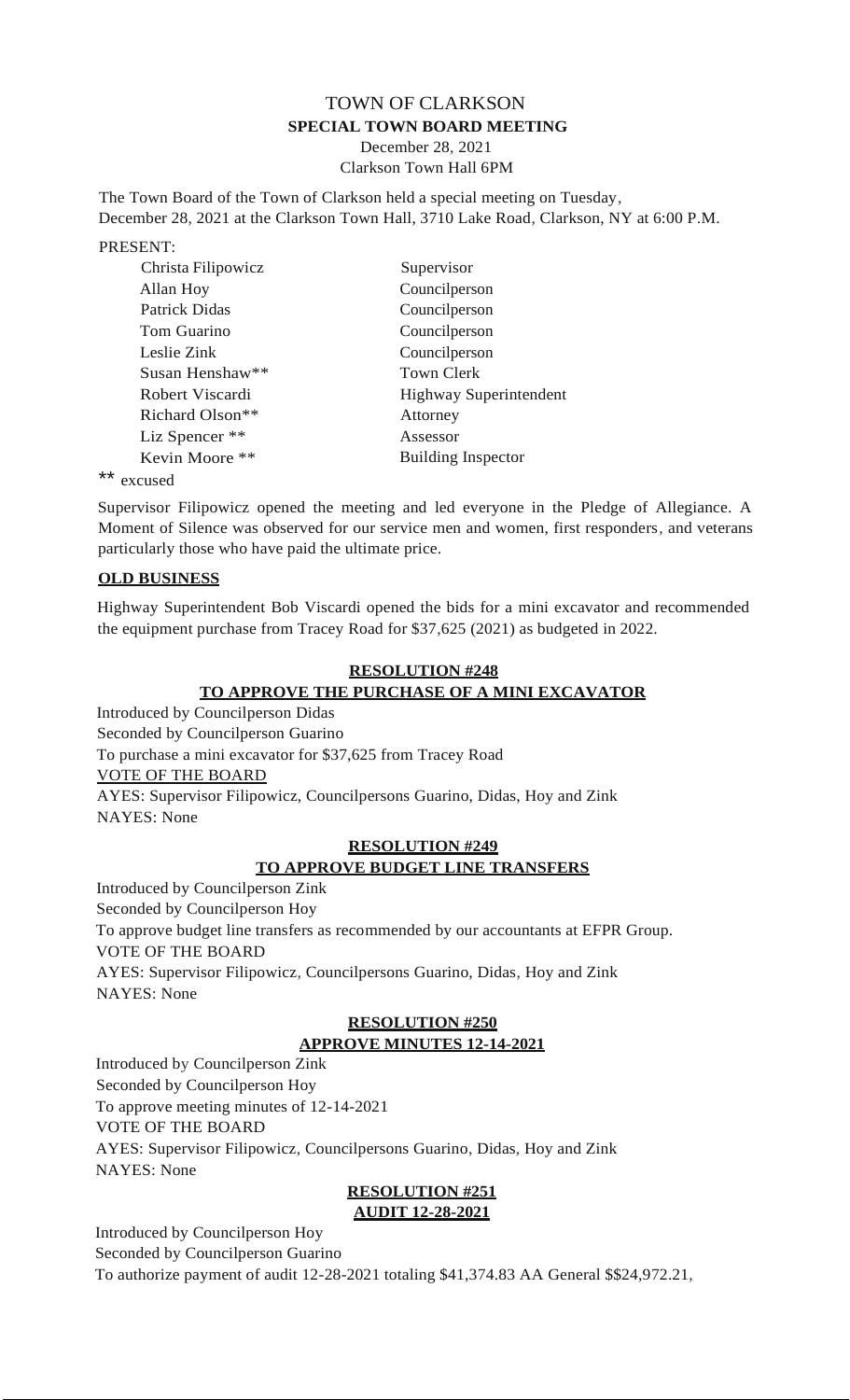# TOWN OF CLARKSON

## SPECIAL TOWN BOARD MEETING

December 28, 2021

Clarkson Town Hall 6PM

The Town Board of the Town of Clarkson held a special meeting on Tuesday, December 28, 2021 at the Clarkson Town Hall, 3710 Lake Road, Clarkson, NY at 6:00 P.M.

PRESENT:

| | |
|---|---|
| Christa Filipowicz | Supervisor |
| Allan Hoy | Councilperson |
| Patrick Didas | Councilperson |
| Tom Guarino | Councilperson |
| Leslie Zink | Councilperson |
| Susan Henshaw** | Town Clerk |
| Robert Viscardi | Highway Superintendent |
| Richard Olson** | Attorney |
| Liz Spencer ** | Assessor |
| Kevin Moore ** | Building Inspector |

** excused

Supervisor Filipowicz opened the meeting and led everyone in the Pledge of Allegiance. A Moment of Silence was observed for our service men and women, first responders, and veterans particularly those who have paid the ultimate price.

**OLD BUSINESS**

Highway Superintendent Bob Viscardi opened the bids for a mini excavator and recommended the equipment purchase from Tracey Road for $37,625 (2021) as budgeted in 2022.

**RESOLUTION #248**

**TO APPROVE THE PURCHASE OF A MINI EXCAVATOR**

Introduced by Councilperson Didas
Seconded by Councilperson Guarino
To purchase a mini excavator for $37,625 from Tracey Road
VOTE OF THE BOARD
AYES: Supervisor Filipowicz, Councilpersons Guarino, Didas, Hoy and Zink
NAYES: None

**RESOLUTION #249**

**TO APPROVE BUDGET LINE TRANSFERS**

Introduced by Councilperson Zink
Seconded by Councilperson Hoy
To approve budget line transfers as recommended by our accountants at EFPR Group.
VOTE OF THE BOARD
AYES: Supervisor Filipowicz, Councilpersons Guarino, Didas, Hoy and Zink
NAYES: None

**RESOLUTION #250**

**APPROVE MINUTES 12-14-2021**

Introduced by Councilperson Zink
Seconded by Councilperson Hoy
To approve meeting minutes of 12-14-2021
VOTE OF THE BOARD
AYES: Supervisor Filipowicz, Councilpersons Guarino, Didas, Hoy and Zink
NAYES: None

**RESOLUTION #251**

**AUDIT 12-28-2021**

Introduced by Councilperson Hoy
Seconded by Councilperson Guarino
To authorize payment of audit 12-28-2021 totaling $41,374.83 AA General $$24,972.21,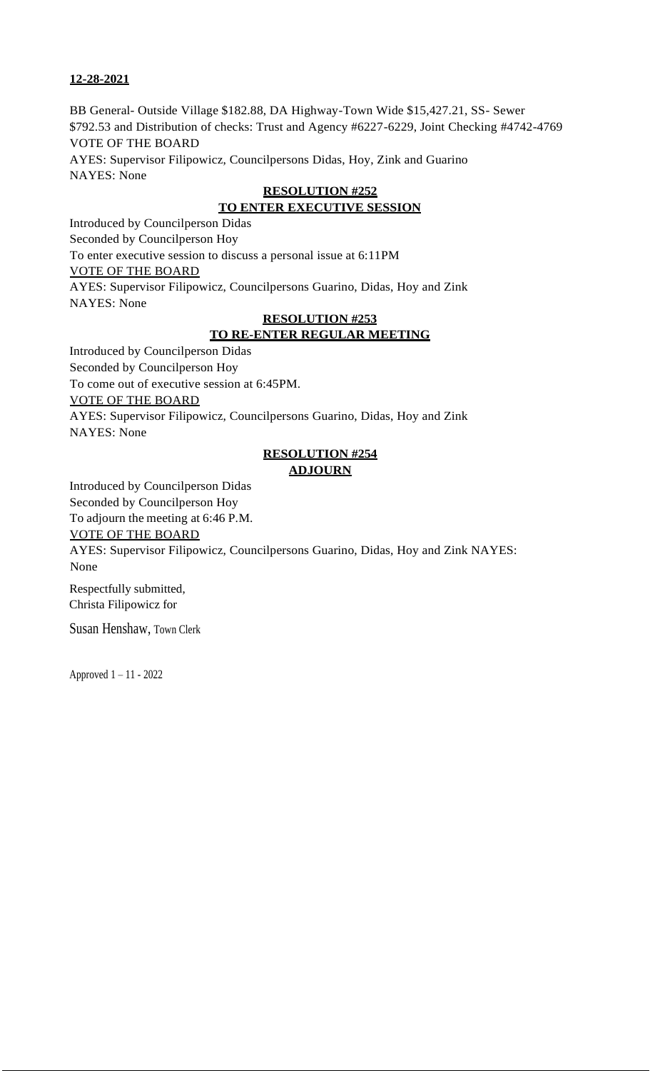**12-28-2021**

BB General- Outside Village $182.88, DA Highway-Town Wide $15,427.21, SS- Sewer $792.53 and Distribution of checks: Trust and Agency #6227-6229, Joint Checking #4742-4769
VOTE OF THE BOARD
AYES: Supervisor Filipowicz, Councilpersons Didas, Hoy, Zink and Guarino
NAYES: None

**RESOLUTION #252**
**TO ENTER EXECUTIVE SESSION**

Introduced by Councilperson Didas
Seconded by Councilperson Hoy
To enter executive session to discuss a personal issue at 6:11PM
VOTE OF THE BOARD
AYES: Supervisor Filipowicz, Councilpersons Guarino, Didas, Hoy and Zink
NAYES: None

**RESOLUTION #253**
**TO RE-ENTER REGULAR MEETING**

Introduced by Councilperson Didas
Seconded by Councilperson Hoy
To come out of executive session at 6:45PM.
VOTE OF THE BOARD
AYES: Supervisor Filipowicz, Councilpersons Guarino, Didas, Hoy and Zink
NAYES: None

**RESOLUTION #254**
**ADJOURN**

Introduced by Councilperson Didas
Seconded by Councilperson Hoy
To adjourn the meeting at 6:46 P.M.
VOTE OF THE BOARD
AYES: Supervisor Filipowicz, Councilpersons Guarino, Didas, Hoy and Zink NAYES: None

Respectfully submitted,
Christa Filipowicz for

Susan Henshaw, Town Clerk

Approved 1 – 11 - 2022